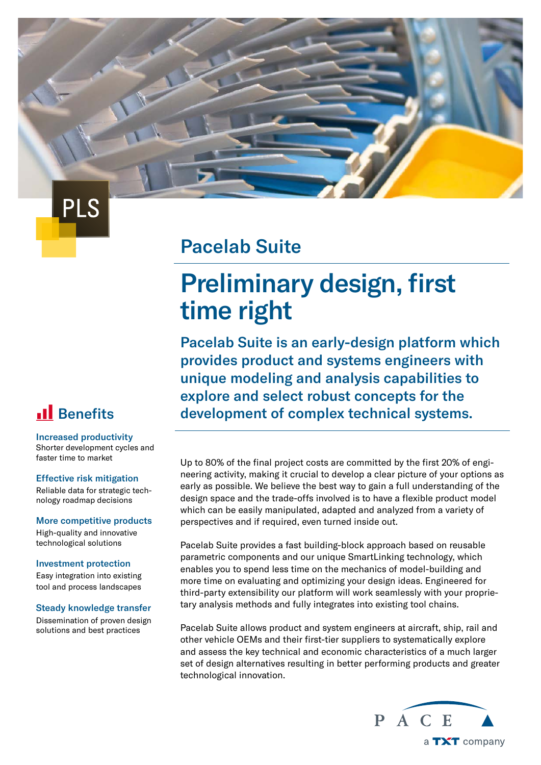PLS

# Pacelab Suite

## Preliminary design, first time right

**Pacelab Suite is an early-design platform which provides product and systems engineers with unique modeling and analysis capabilities to explore and select robust concepts for the development of complex technical systems.**

Up to 80% of the final project costs are committed by the first 20% of engineering activity, making it crucial to develop a clear picture of your options as early as possible. We believe the best way to gain a full understanding of the design space and the trade-offs involved is to have a flexible product model which can be easily manipulated, adapted and analyzed from a variety of perspectives and if required, even turned inside out.

Pacelab Suite provides a fast building-block approach based on reusable parametric components and our unique SmartLinking technology, which enables you to spend less time on the mechanics of model-building and more time on evaluating and optimizing your design ideas. Engineered for third-party extensibility our platform will work seamlessly with your proprietary analysis methods and fully integrates into existing tool chains.

Pacelab Suite allows product and system engineers at aircraft, ship, rail and other vehicle OEMs and their first-tier suppliers to systematically explore and assess the key technical and economic characteristics of a much larger set of design alternatives resulting in better performing products and greater technological innovation.

### Benefits

**Increased productivity**
Shorter development cycles and faster time to market

**Effective risk mitigation**
Reliable data for strategic technology roadmap decisions

**More competitive products**
High-quality and innovative technological solutions

**Investment protection**
Easy integration into existing tool and process landscapes

**Steady knowledge transfer**
Dissemination of proven design solutions and best practices

PACE
a TXT company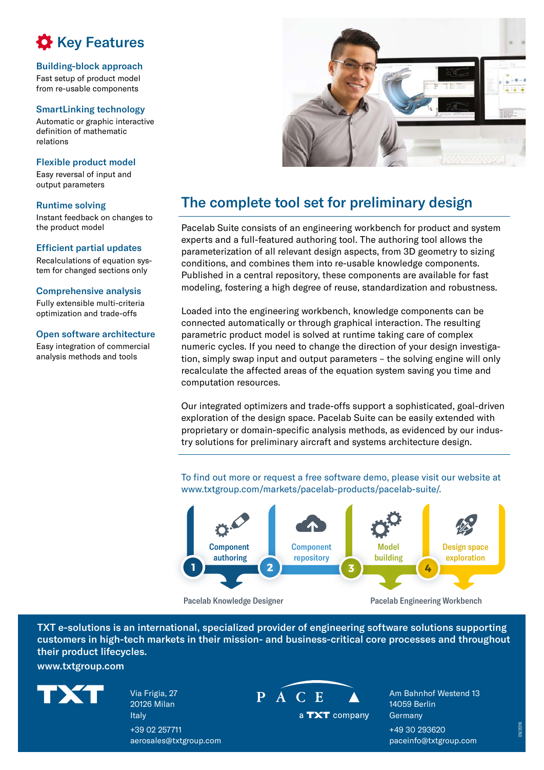## Key Features

**Building-block approach**
Fast setup of product model from re-usable components

**SmartLinking technology**
Automatic or graphic interactive definition of mathematic relations

**Flexible product model**
Easy reversal of input and output parameters

**Runtime solving**
Instant feedback on changes to the product model

**Efficient partial updates**
Recalculations of equation system for changed sections only

**Comprehensive analysis**
Fully extensible multi-criteria optimization and trade-offs

**Open software architecture**
Easy integration of commercial analysis methods and tools

## The complete tool set for preliminary design

Pacelab Suite consists of an engineering workbench for product and system experts and a full-featured authoring tool. The authoring tool allows the parameterization of all relevant design aspects, from 3D geometry to sizing conditions, and combines them into re-usable knowledge components. Published in a central repository, these components are available for fast modeling, fostering a high degree of reuse, standardization and robustness.

Loaded into the engineering workbench, knowledge components can be connected automatically or through graphical interaction. The resulting parametric product model is solved at runtime taking care of complex numeric cycles. If you need to change the direction of your design investigation, simply swap input and output parameters – the solving engine will only recalculate the affected areas of the equation system saving you time and computation resources.

Our integrated optimizers and trade-offs support a sophisticated, goal-driven exploration of the design space. Pacelab Suite can be easily extended with proprietary or domain-specific analysis methods, as evidenced by our industry solutions for preliminary aircraft and systems architecture design.

To find out more or request a free software demo, please visit our website at www.txtgroup.com/markets/pacelab-products/pacelab-suite/.

1 Component authoring
2 Component repository
3 Model building
4 Design space exploration

Pacelab Knowledge Designer

Pacelab Engineering Workbench

**TXT e-solutions is an international, specialized provider of engineering software solutions supporting customers in high-tech markets in their mission- and business-critical core processes and throughout their product lifecycles.**

**www.txtgroup.com**

TXT

Via Frigia, 27
20126 Milan
Italy
+39 02 257711
aerosales@txtgroup.com

PACE
a TXT company

Am Bahnhof Westend 13
14059 Berlin
Germany
+49 30 293620
paceinfo@txtgroup.com

09/2019